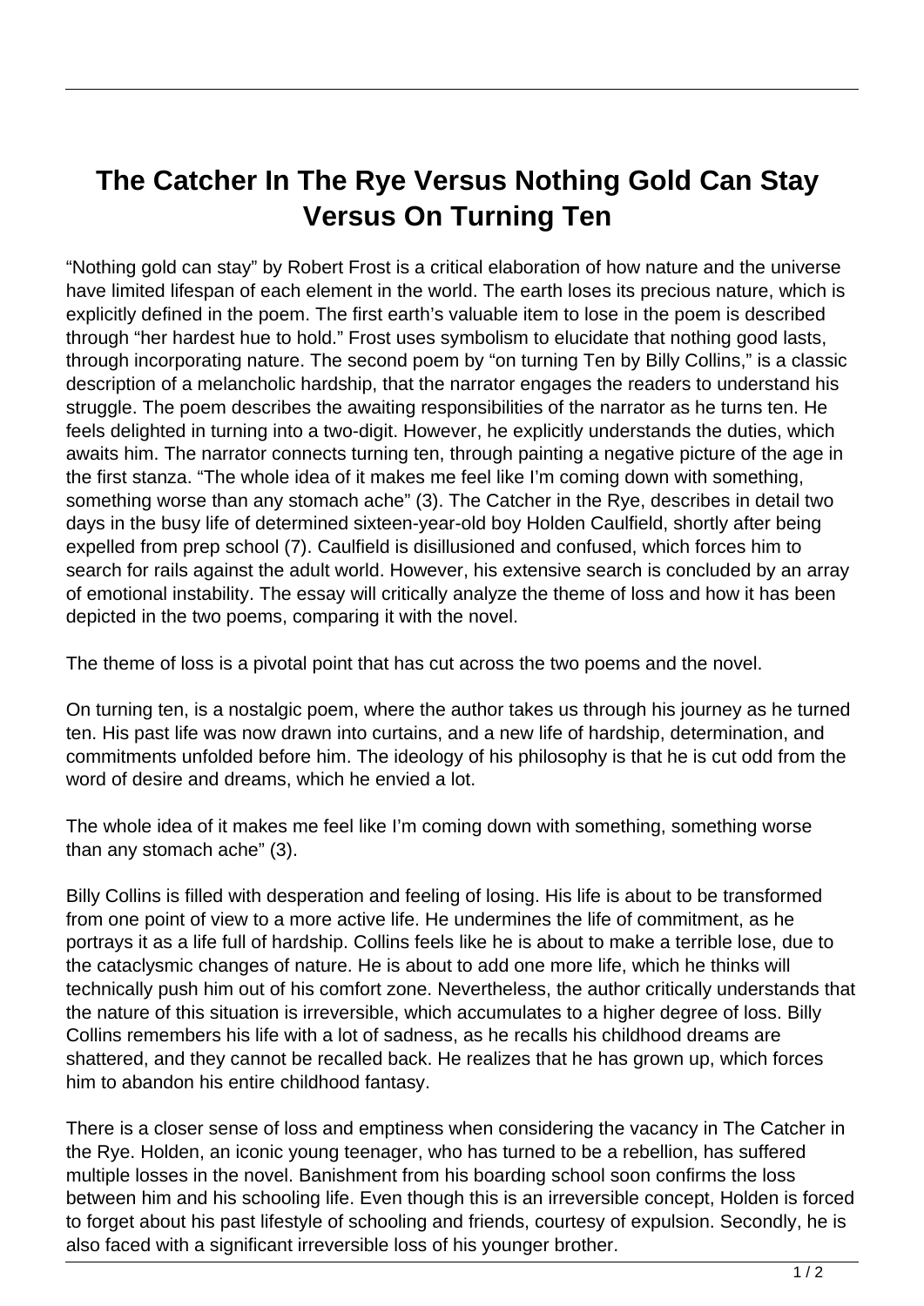# The Catcher In The Rye Versus Nothing Gold Can Stay Versus On Turning Ten

“Nothing gold can stay” by Robert Frost is a critical elaboration of how nature and the universe have limited lifespan of each element in the world. The earth loses its precious nature, which is explicitly defined in the poem. The first earth’s valuable item to lose in the poem is described through “her hardest hue to hold.” Frost uses symbolism to elucidate that nothing good lasts, through incorporating nature. The second poem by “on turning Ten by Billy Collins,” is a classic description of a melancholic hardship, that the narrator engages the readers to understand his struggle. The poem describes the awaiting responsibilities of the narrator as he turns ten. He feels delighted in turning into a two-digit. However, he explicitly understands the duties, which awaits him. The narrator connects turning ten, through painting a negative picture of the age in the first stanza. “The whole idea of it makes me feel like I’m coming down with something, something worse than any stomach ache” (3). The Catcher in the Rye, describes in detail two days in the busy life of determined sixteen-year-old boy Holden Caulfield, shortly after being expelled from prep school (7). Caulfield is disillusioned and confused, which forces him to search for rails against the adult world. However, his extensive search is concluded by an array of emotional instability. The essay will critically analyze the theme of loss and how it has been depicted in the two poems, comparing it with the novel.

The theme of loss is a pivotal point that has cut across the two poems and the novel.

On turning ten, is a nostalgic poem, where the author takes us through his journey as he turned ten. His past life was now drawn into curtains, and a new life of hardship, determination, and commitments unfolded before him. The ideology of his philosophy is that he is cut odd from the word of desire and dreams, which he envied a lot.

The whole idea of it makes me feel like I’m coming down with something, something worse than any stomach ache” (3).

Billy Collins is filled with desperation and feeling of losing. His life is about to be transformed from one point of view to a more active life. He undermines the life of commitment, as he portrays it as a life full of hardship. Collins feels like he is about to make a terrible lose, due to the cataclysmic changes of nature. He is about to add one more life, which he thinks will technically push him out of his comfort zone. Nevertheless, the author critically understands that the nature of this situation is irreversible, which accumulates to a higher degree of loss. Billy Collins remembers his life with a lot of sadness, as he recalls his childhood dreams are shattered, and they cannot be recalled back. He realizes that he has grown up, which forces him to abandon his entire childhood fantasy.

There is a closer sense of loss and emptiness when considering the vacancy in The Catcher in the Rye. Holden, an iconic young teenager, who has turned to be a rebellion, has suffered multiple losses in the novel. Banishment from his boarding school soon confirms the loss between him and his schooling life. Even though this is an irreversible concept, Holden is forced to forget about his past lifestyle of schooling and friends, courtesy of expulsion. Secondly, he is also faced with a significant irreversible loss of his younger brother.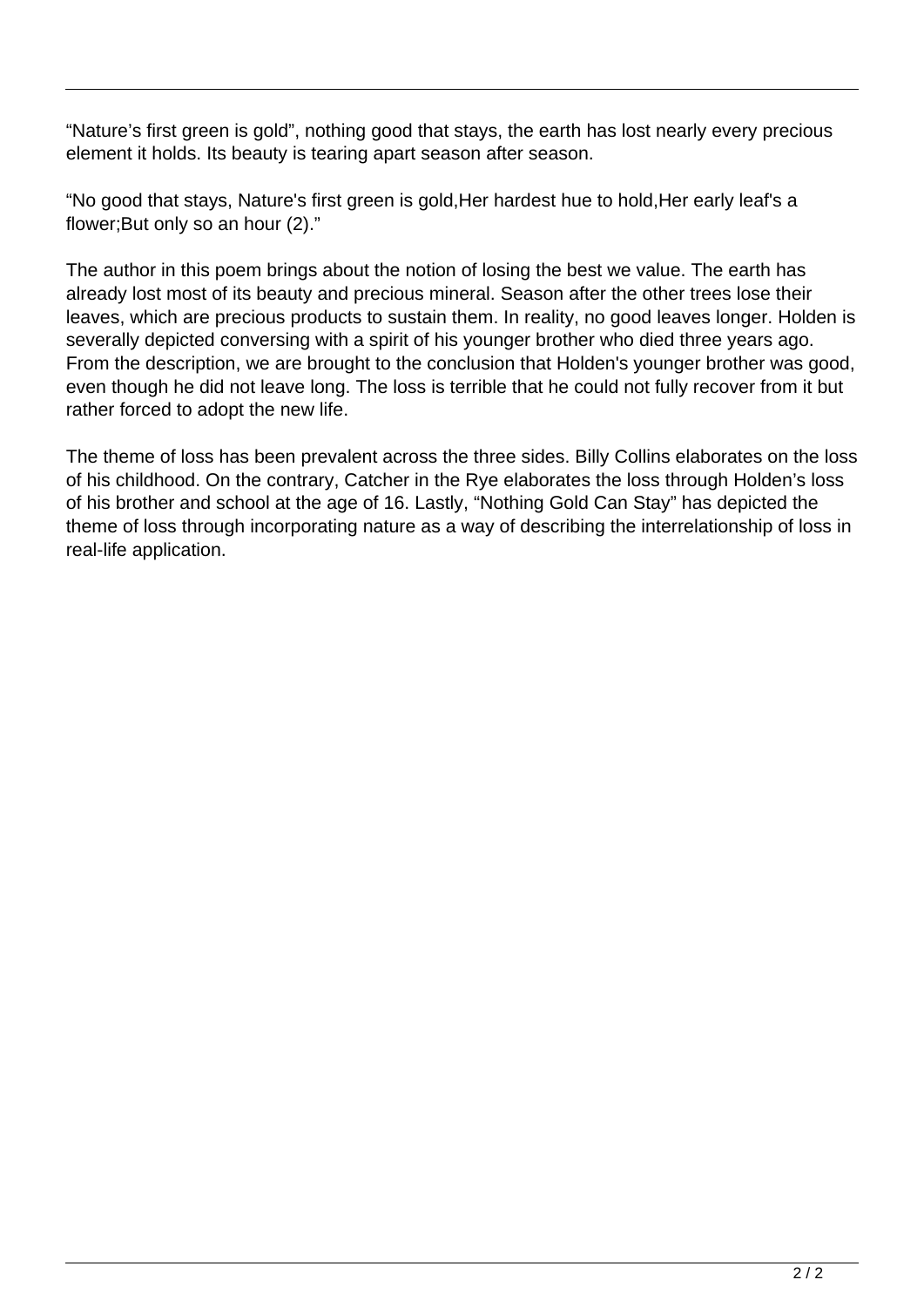“Nature’s first green is gold”, nothing good that stays, the earth has lost nearly every precious element it holds. Its beauty is tearing apart season after season.

“No good that stays, Nature's first green is gold,Her hardest hue to hold,Her early leaf's a flower;But only so an hour (2).”

The author in this poem brings about the notion of losing the best we value. The earth has already lost most of its beauty and precious mineral. Season after the other trees lose their leaves, which are precious products to sustain them. In reality, no good leaves longer. Holden is severally depicted conversing with a spirit of his younger brother who died three years ago. From the description, we are brought to the conclusion that Holden's younger brother was good, even though he did not leave long. The loss is terrible that he could not fully recover from it but rather forced to adopt the new life.

The theme of loss has been prevalent across the three sides. Billy Collins elaborates on the loss of his childhood. On the contrary, Catcher in the Rye elaborates the loss through Holden’s loss of his brother and school at the age of 16. Lastly, “Nothing Gold Can Stay” has depicted the theme of loss through incorporating nature as a way of describing the interrelationship of loss in real-life application.